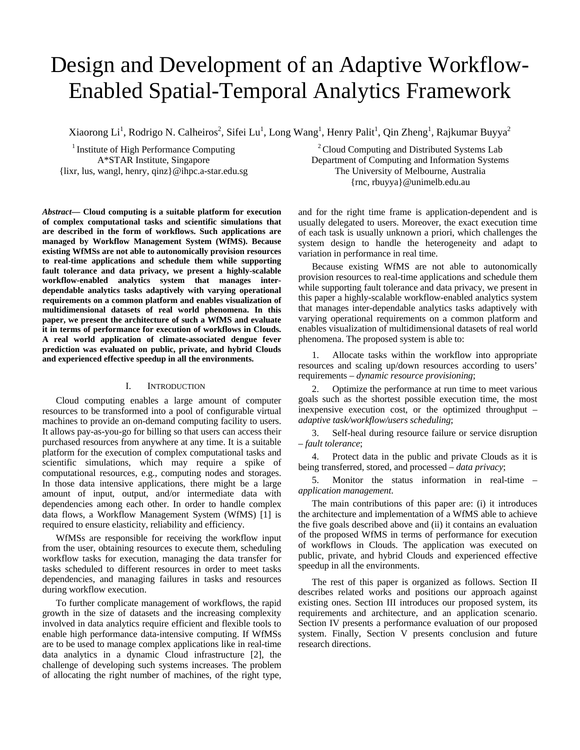# Design and Development of an Adaptive Workflow-Enabled Spatial-Temporal Analytics Framework

Xiaorong Li[1], Rodrigo N. Calheiros[2], Sifei Lu[1], Long Wang[1], Henry Palit[1], Qin Zheng[1], Rajkumar Buyya[2]

[1] Institute of High Performance Computing
A*STAR Institute, Singapore
{lixr, lus, wangl, henry, qinz}@ihpc.a-star.edu.sg

[2] Cloud Computing and Distributed Systems Lab
Department of Computing and Information Systems
The University of Melbourne, Australia
{rnc, rbuyya}@unimelb.edu.au

***Abstract*— Cloud computing is a suitable platform for execution of complex computational tasks and scientific simulations that are described in the form of workflows. Such applications are managed by Workflow Management System (WfMS). Because existing WfMSs are not able to autonomically provision resources to real-time applications and schedule them while supporting fault tolerance and data privacy, we present a highly-scalable workflow-enabled analytics system that manages inter-dependable analytics tasks adaptively with varying operational requirements on a common platform and enables visualization of multidimensional datasets of real world phenomena. In this paper, we present the architecture of such a WfMS and evaluate it in terms of performance for execution of workflows in Clouds. A real world application of climate-associated dengue fever prediction was evaluated on public, private, and hybrid Clouds and experienced effective speedup in all the environments.**

## I. INTRODUCTION

Cloud computing enables a large amount of computer resources to be transformed into a pool of configurable virtual machines to provide an on-demand computing facility to users. It allows pay-as-you-go for billing so that users can access their purchased resources from anywhere at any time. It is a suitable platform for the execution of complex computational tasks and scientific simulations, which may require a spike of computational resources, e.g., computing nodes and storages. In those data intensive applications, there might be a large amount of input, output, and/or intermediate data with dependencies among each other. In order to handle complex data flows, a Workflow Management System (WfMS) [1] is required to ensure elasticity, reliability and efficiency.

WfMSs are responsible for receiving the workflow input from the user, obtaining resources to execute them, scheduling workflow tasks for execution, managing the data transfer for tasks scheduled to different resources in order to meet tasks dependencies, and managing failures in tasks and resources during workflow execution.

To further complicate management of workflows, the rapid growth in the size of datasets and the increasing complexity involved in data analytics require efficient and flexible tools to enable high performance data-intensive computing. If WfMSs are to be used to manage complex applications like in real-time data analytics in a dynamic Cloud infrastructure [2], the challenge of developing such systems increases. The problem of allocating the right number of machines, of the right type, and for the right time frame is application-dependent and is usually delegated to users. Moreover, the exact execution time of each task is usually unknown a priori, which challenges the system design to handle the heterogeneity and adapt to variation in performance in real time.

Because existing WfMS are not able to autonomically provision resources to real-time applications and schedule them while supporting fault tolerance and data privacy, we present in this paper a highly-scalable workflow-enabled analytics system that manages inter-dependable analytics tasks adaptively with varying operational requirements on a common platform and enables visualization of multidimensional datasets of real world phenomena. The proposed system is able to:

1. Allocate tasks within the workflow into appropriate resources and scaling up/down resources according to users' requirements – *dynamic resource provisioning*;
2. Optimize the performance at run time to meet various goals such as the shortest possible execution time, the most inexpensive execution cost, or the optimized throughput – *adaptive task/workflow/users scheduling*;
3. Self-heal during resource failure or service disruption – *fault tolerance*;
4. Protect data in the public and private Clouds as it is being transferred, stored, and processed – *data privacy*;
5. Monitor the status information in real-time – *application management*.

The main contributions of this paper are: (i) it introduces the architecture and implementation of a WfMS able to achieve the five goals described above and (ii) it contains an evaluation of the proposed WfMS in terms of performance for execution of workflows in Clouds. The application was executed on public, private, and hybrid Clouds and experienced effective speedup in all the environments.

The rest of this paper is organized as follows. Section II describes related works and positions our approach against existing ones. Section III introduces our proposed system, its requirements and architecture, and an application scenario. Section IV presents a performance evaluation of our proposed system. Finally, Section V presents conclusion and future research directions.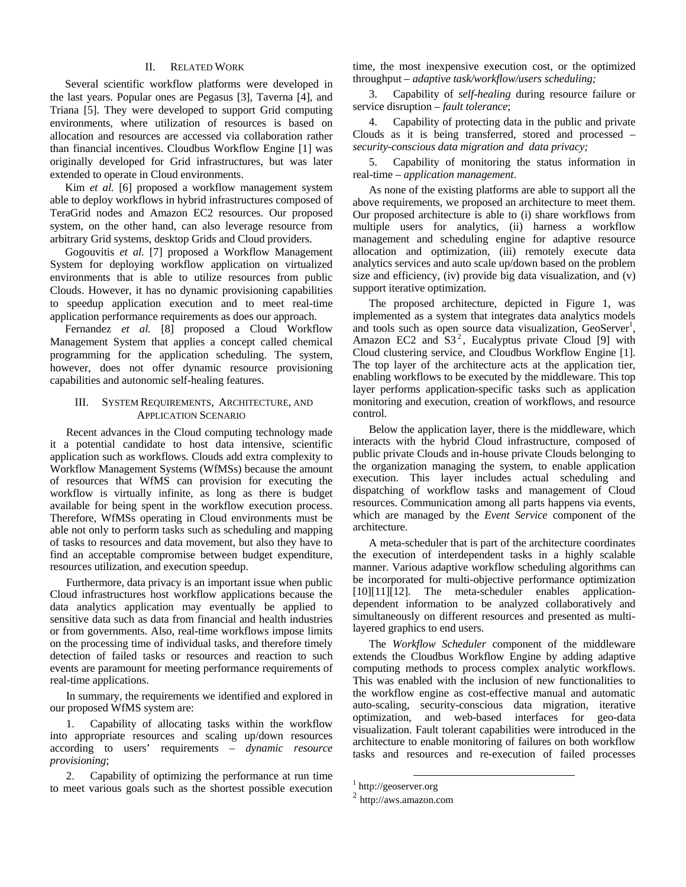## II. Related Work

Several scientific workflow platforms were developed in the last years. Popular ones are Pegasus [3], Taverna [4], and Triana [5]. They were developed to support Grid computing environments, where utilization of resources is based on allocation and resources are accessed via collaboration rather than financial incentives. Cloudbus Workflow Engine [1] was originally developed for Grid infrastructures, but was later extended to operate in Cloud environments.

Kim *et al.* [6] proposed a workflow management system able to deploy workflows in hybrid infrastructures composed of TeraGrid nodes and Amazon EC2 resources. Our proposed system, on the other hand, can also leverage resource from arbitrary Grid systems, desktop Grids and Cloud providers.

Gogouvitis *et al.* [7] proposed a Workflow Management System for deploying workflow application on virtualized environments that is able to utilize resources from public Clouds. However, it has no dynamic provisioning capabilities to speedup application execution and to meet real-time application performance requirements as does our approach.

Fernandez *et al.* [8] proposed a Cloud Workflow Management System that applies a concept called chemical programming for the application scheduling. The system, however, does not offer dynamic resource provisioning capabilities and autonomic self-healing features.

## III. System Requirements, Architecture, and Application Scenario

Recent advances in the Cloud computing technology made it a potential candidate to host data intensive, scientific application such as workflows. Clouds add extra complexity to Workflow Management Systems (WfMSs) because the amount of resources that WfMS can provision for executing the workflow is virtually infinite, as long as there is budget available for being spent in the workflow execution process. Therefore, WfMSs operating in Cloud environments must be able not only to perform tasks such as scheduling and mapping of tasks to resources and data movement, but also they have to find an acceptable compromise between budget expenditure, resources utilization, and execution speedup.

Furthermore, data privacy is an important issue when public Cloud infrastructures host workflow applications because the data analytics application may eventually be applied to sensitive data such as data from financial and health industries or from governments. Also, real-time workflows impose limits on the processing time of individual tasks, and therefore timely detection of failed tasks or resources and reaction to such events are paramount for meeting performance requirements of real-time applications.

In summary, the requirements we identified and explored in our proposed WfMS system are:

1. Capability of allocating tasks within the workflow into appropriate resources and scaling up/down resources according to users' requirements – *dynamic resource provisioning*;

2. Capability of optimizing the performance at run time to meet various goals such as the shortest possible execution time, the most inexpensive execution cost, or the optimized throughput – *adaptive task/workflow/users scheduling;*

3. Capability of *self-healing* during resource failure or service disruption – *fault tolerance*;

4. Capability of protecting data in the public and private Clouds as it is being transferred, stored and processed – *security-conscious data migration and data privacy;*

5. Capability of monitoring the status information in real-time – *application management*.

As none of the existing platforms are able to support all the above requirements, we proposed an architecture to meet them. Our proposed architecture is able to (i) share workflows from multiple users for analytics, (ii) harness a workflow management and scheduling engine for adaptive resource allocation and optimization, (iii) remotely execute data analytics services and auto scale up/down based on the problem size and efficiency, (iv) provide big data visualization, and (v) support iterative optimization.

The proposed architecture, depicted in Figure 1, was implemented as a system that integrates data analytics models and tools such as open source data visualization, GeoServer[1], Amazon EC2 and S3[2], Eucalyptus private Cloud [9] with Cloud clustering service, and Cloudbus Workflow Engine [1]. The top layer of the architecture acts at the application tier, enabling workflows to be executed by the middleware. This top layer performs application-specific tasks such as application monitoring and execution, creation of workflows, and resource control.

Below the application layer, there is the middleware, which interacts with the hybrid Cloud infrastructure, composed of public private Clouds and in-house private Clouds belonging to the organization managing the system, to enable application execution. This layer includes actual scheduling and dispatching of workflow tasks and management of Cloud resources. Communication among all parts happens via events, which are managed by the *Event Service* component of the architecture.

A meta-scheduler that is part of the architecture coordinates the execution of interdependent tasks in a highly scalable manner. Various adaptive workflow scheduling algorithms can be incorporated for multi-objective performance optimization [10][11][12]. The meta-scheduler enables application-dependent information to be analyzed collaboratively and simultaneously on different resources and presented as multi-layered graphics to end users.

The *Workflow Scheduler* component of the middleware extends the Cloudbus Workflow Engine by adding adaptive computing methods to process complex analytic workflows. This was enabled with the inclusion of new functionalities to the workflow engine as cost-effective manual and automatic auto-scaling, security-conscious data migration, iterative optimization, and web-based interfaces for geo-data visualization. Fault tolerant capabilities were introduced in the architecture to enable monitoring of failures on both workflow tasks and resources and re-execution of failed processes

[1] http://geoserver.org

[2] http://aws.amazon.com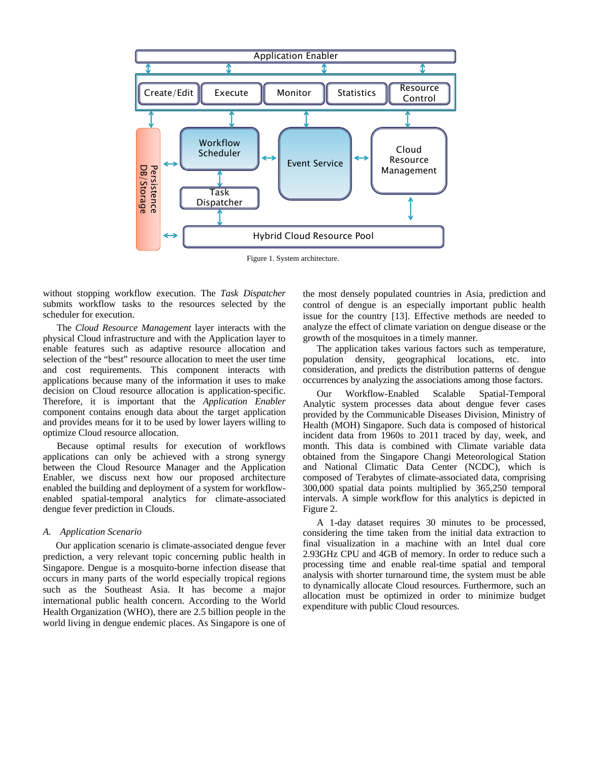Figure 1. System architecture.

without stopping workflow execution. The *Task Dispatcher* submits workflow tasks to the resources selected by the scheduler for execution.

The *Cloud Resource Management* layer interacts with the physical Cloud infrastructure and with the Application layer to enable features such as adaptive resource allocation and selection of the "best" resource allocation to meet the user time and cost requirements. This component interacts with applications because many of the information it uses to make decision on Cloud resource allocation is application-specific. Therefore, it is important that the *Application Enabler* component contains enough data about the target application and provides means for it to be used by lower layers willing to optimize Cloud resource allocation.

Because optimal results for execution of workflows applications can only be achieved with a strong synergy between the Cloud Resource Manager and the Application Enabler, we discuss next how our proposed architecture enabled the building and deployment of a system for workflow-enabled spatial-temporal analytics for climate-associated dengue fever prediction in Clouds.

### *A. Application Scenario*

Our application scenario is climate-associated dengue fever prediction, a very relevant topic concerning public health in Singapore. Dengue is a mosquito-borne infection disease that occurs in many parts of the world especially tropical regions such as the Southeast Asia. It has become a major international public health concern. According to the World Health Organization (WHO), there are 2.5 billion people in the world living in dengue endemic places. As Singapore is one of the most densely populated countries in Asia, prediction and control of dengue is an especially important public health issue for the country [13]. Effective methods are needed to analyze the effect of climate variation on dengue disease or the growth of the mosquitoes in a timely manner.

The application takes various factors such as temperature, population density, geographical locations, etc. into consideration, and predicts the distribution patterns of dengue occurrences by analyzing the associations among those factors.

Our Workflow-Enabled Scalable Spatial-Temporal Analytic system processes data about dengue fever cases provided by the Communicable Diseases Division, Ministry of Health (MOH) Singapore. Such data is composed of historical incident data from 1960s to 2011 traced by day, week, and month. This data is combined with Climate variable data obtained from the Singapore Changi Meteorological Station and National Climatic Data Center (NCDC), which is composed of Terabytes of climate-associated data, comprising 300,000 spatial data points multiplied by 365,250 temporal intervals. A simple workflow for this analytics is depicted in Figure 2.

A 1-day dataset requires 30 minutes to be processed, considering the time taken from the initial data extraction to final visualization in a machine with an Intel dual core 2.93GHz CPU and 4GB of memory. In order to reduce such a processing time and enable real-time spatial and temporal analysis with shorter turnaround time, the system must be able to dynamically allocate Cloud resources. Furthermore, such an allocation must be optimized in order to minimize budget expenditure with public Cloud resources.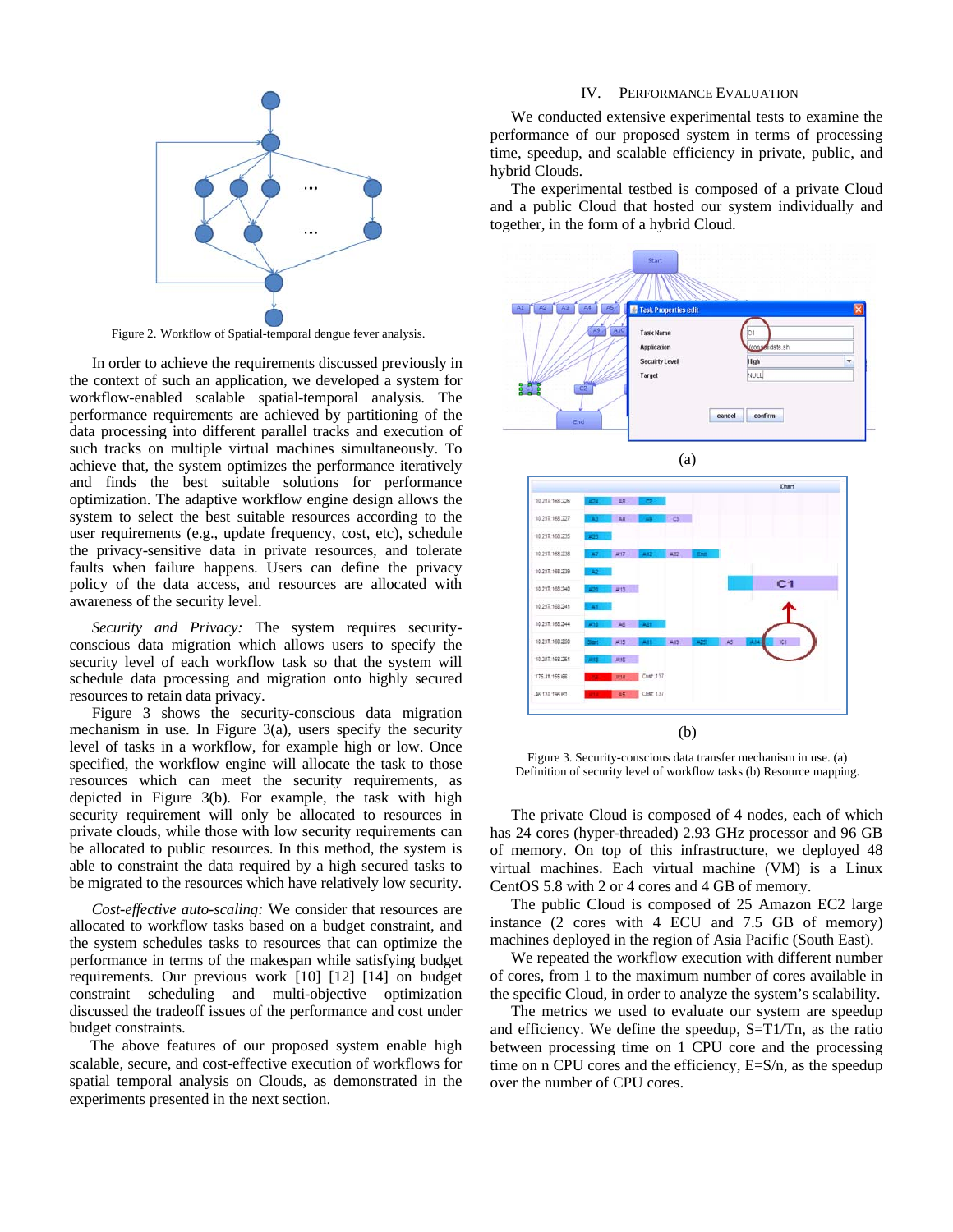Figure 2. Workflow of Spatial-temporal dengue fever analysis.

In order to achieve the requirements discussed previously in the context of such an application, we developed a system for workflow-enabled scalable spatial-temporal analysis. The performance requirements are achieved by partitioning of the data processing into different parallel tracks and execution of such tracks on multiple virtual machines simultaneously. To achieve that, the system optimizes the performance iteratively and finds the best suitable solutions for performance optimization. The adaptive workflow engine design allows the system to select the best suitable resources according to the user requirements (e.g., update frequency, cost, etc), schedule the privacy-sensitive data in private resources, and tolerate faults when failure happens. Users can define the privacy policy of the data access, and resources are allocated with awareness of the security level.

*Security and Privacy:* The system requires security-conscious data migration which allows users to specify the security level of each workflow task so that the system will schedule data processing and migration onto highly secured resources to retain data privacy.

Figure 3 shows the security-conscious data migration mechanism in use. In Figure 3(a), users specify the security level of tasks in a workflow, for example high or low. Once specified, the workflow engine will allocate the task to those resources which can meet the security requirements, as depicted in Figure 3(b). For example, the task with high security requirement will only be allocated to resources in private clouds, while those with low security requirements can be allocated to public resources. In this method, the system is able to constraint the data required by a high secured tasks to be migrated to the resources which have relatively low security.

*Cost-effective auto-scaling:* We consider that resources are allocated to workflow tasks based on a budget constraint, and the system schedules tasks to resources that can optimize the performance in terms of the makespan while satisfying budget requirements. Our previous work [10] [12] [14] on budget constraint scheduling and multi-objective optimization discussed the tradeoff issues of the performance and cost under budget constraints.

The above features of our proposed system enable high scalable, secure, and cost-effective execution of workflows for spatial temporal analysis on Clouds, as demonstrated in the experiments presented in the next section.

## IV. Performance Evaluation

We conducted extensive experimental tests to examine the performance of our proposed system in terms of processing time, speedup, and scalable efficiency in private, public, and hybrid Clouds.

The experimental testbed is composed of a private Cloud and a public Cloud that hosted our system individually and together, in the form of a hybrid Cloud.

(a)

(b)

Figure 3. Security-conscious data transfer mechanism in use. (a) Definition of security level of workflow tasks (b) Resource mapping.

The private Cloud is composed of 4 nodes, each of which has 24 cores (hyper-threaded) 2.93 GHz processor and 96 GB of memory. On top of this infrastructure, we deployed 48 virtual machines. Each virtual machine (VM) is a Linux CentOS 5.8 with 2 or 4 cores and 4 GB of memory.

The public Cloud is composed of 25 Amazon EC2 large instance (2 cores with 4 ECU and 7.5 GB of memory) machines deployed in the region of Asia Pacific (South East).

We repeated the workflow execution with different number of cores, from 1 to the maximum number of cores available in the specific Cloud, in order to analyze the system's scalability.

The metrics we used to evaluate our system are speedup and efficiency. We define the speedup, $S=T1/Tn$, as the ratio between processing time on 1 CPU core and the processing time on n CPU cores and the efficiency, $E=S/n$, as the speedup over the number of CPU cores.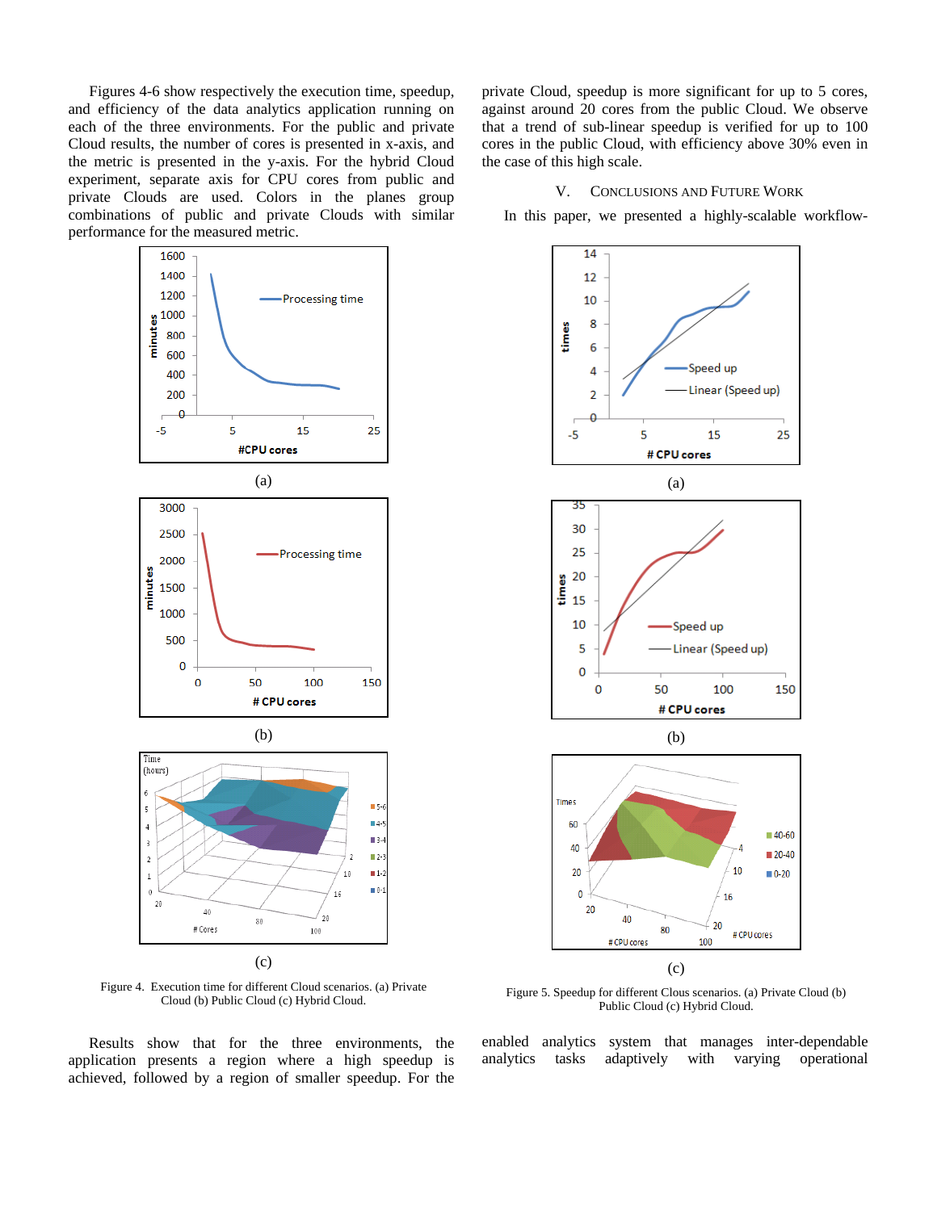Figures 4-6 show respectively the execution time, speedup, and efficiency of the data analytics application running on each of the three environments. For the public and private Cloud results, the number of cores is presented in x-axis, and the metric is presented in the y-axis. For the hybrid Cloud experiment, separate axis for CPU cores from public and private Clouds are used. Colors in the planes group combinations of public and private Clouds with similar performance for the measured metric.

(a)

(b)

(c)

Figure 4. Execution time for different Cloud scenarios. (a) Private Cloud (b) Public Cloud (c) Hybrid Cloud.

Results show that for the three environments, the application presents a region where a high speedup is achieved, followed by a region of smaller speedup. For the private Cloud, speedup is more significant for up to 5 cores, against around 20 cores from the public Cloud. We observe that a trend of sub-linear speedup is verified for up to 100 cores in the public Cloud, with efficiency above 30% even in the case of this high scale.

## V. Conclusions and Future Work

In this paper, we presented a highly-scalable workflow-enabled analytics system that manages inter-dependable analytics tasks adaptively with varying operational

(a)

(b)

(c)

Figure 5. Speedup for different Clous scenarios. (a) Private Cloud (b) Public Cloud (c) Hybrid Cloud.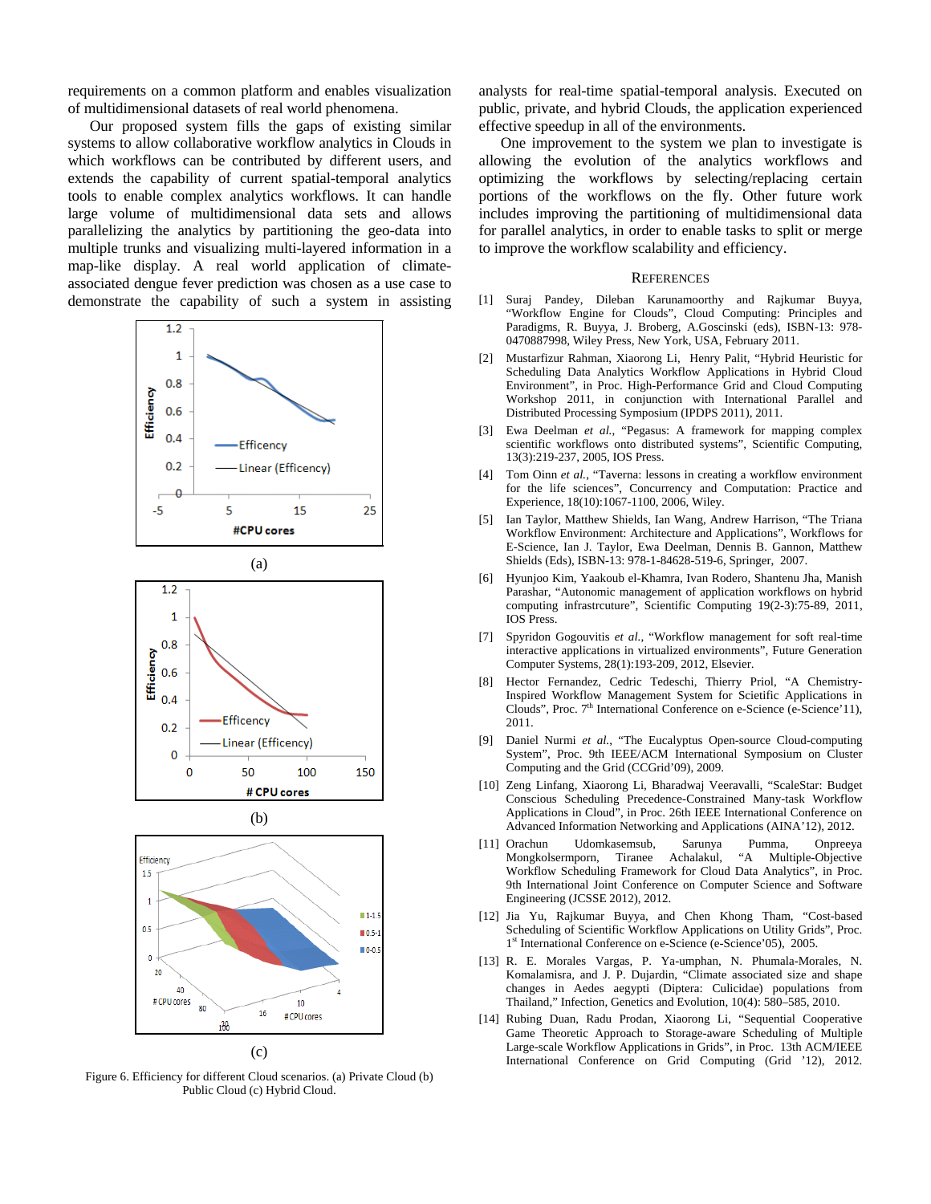requirements on a common platform and enables visualization of multidimensional datasets of real world phenomena.

Our proposed system fills the gaps of existing similar systems to allow collaborative workflow analytics in Clouds in which workflows can be contributed by different users, and extends the capability of current spatial-temporal analytics tools to enable complex analytics workflows. It can handle large volume of multidimensional data sets and allows parallelizing the analytics by partitioning the geo-data into multiple trunks and visualizing multi-layered information in a map-like display. A real world application of climate-associated dengue fever prediction was chosen as a use case to demonstrate the capability of such a system in assisting

1.2
1
0.8
0.6
0.4
0.2
0
Efficiency
-5
5
15
25
#CPU cores
Efficency
Linear (Efficency)

(a)

1.2
1
0.8
0.6
0.4
0.2
0
Efficiency
0
50
100
150
# CPU cores
Efficency
Linear (Efficency)

(b)

Efficiency
1.5
1
0.5
0
20
40
80
100
#CPU cores
16
10
4
#CPU cores
1-1.5
0.5-1
0-0.5

(c)

Figure 6. Efficiency for different Cloud scenarios. (a) Private Cloud (b) Public Cloud (c) Hybrid Cloud.

analysts for real-time spatial-temporal analysis. Executed on public, private, and hybrid Clouds, the application experienced effective speedup in all of the environments.

One improvement to the system we plan to investigate is allowing the evolution of the analytics workflows and optimizing the workflows by selecting/replacing certain portions of the workflows on the fly. Other future work includes improving the partitioning of multidimensional data for parallel analytics, in order to enable tasks to split or merge to improve the workflow scalability and efficiency.

## REFERENCES

[1] Suraj Pandey, Dileban Karunamoorthy and Rajkumar Buyya, "Workflow Engine for Clouds", Cloud Computing: Principles and Paradigms, R. Buyya, J. Broberg, A.Goscinski (eds), ISBN-13: 978-0470887998, Wiley Press, New York, USA, February 2011.

[2] Mustarfizur Rahman, Xiaorong Li, Henry Palit, "Hybrid Heuristic for Scheduling Data Analytics Workflow Applications in Hybrid Cloud Environment", in Proc. High-Performance Grid and Cloud Computing Workshop 2011, in conjunction with International Parallel and Distributed Processing Symposium (IPDPS 2011), 2011.

[3] Ewa Deelman *et al.*, "Pegasus: A framework for mapping complex scientific workflows onto distributed systems", Scientific Computing, 13(3):219-237, 2005, IOS Press.

[4] Tom Oinn *et al.*, "Taverna: lessons in creating a workflow environment for the life sciences", Concurrency and Computation: Practice and Experience, 18(10):1067-1100, 2006, Wiley.

[5] Ian Taylor, Matthew Shields, Ian Wang, Andrew Harrison, "The Triana Workflow Environment: Architecture and Applications", Workflows for E-Science, Ian J. Taylor, Ewa Deelman, Dennis B. Gannon, Matthew Shields (Eds), ISBN-13: 978-1-84628-519-6, Springer, 2007.

[6] Hyunjoo Kim, Yaakoub el-Khamra, Ivan Rodero, Shantenu Jha, Manish Parashar, "Autonomic management of application workflows on hybrid computing infrastrcuture", Scientific Computing 19(2-3):75-89, 2011, IOS Press.

[7] Spyridon Gogouvitis *et al.*, "Workflow management for soft real-time interactive applications in virtualized environments", Future Generation Computer Systems, 28(1):193-209, 2012, Elsevier.

[8] Hector Fernandez, Cedric Tedeschi, Thierry Priol, "A Chemistry-Inspired Workflow Management System for Scietific Applications in Clouds", Proc. 7th International Conference on e-Science (e-Science'11), 2011.

[9] Daniel Nurmi *et al.*, "The Eucalyptus Open-source Cloud-computing System", Proc. 9th IEEE/ACM International Symposium on Cluster Computing and the Grid (CCGrid'09), 2009.

[10] Zeng Linfang, Xiaorong Li, Bharadwaj Veeravalli, "ScaleStar: Budget Conscious Scheduling Precedence-Constrained Many-task Workflow Applications in Cloud", in Proc. 26th IEEE International Conference on Advanced Information Networking and Applications (AINA'12), 2012.

[11] Orachun Udomkasemsub, Sarunya Pumma, Onpreeya Mongkolsermporn, Tiranee Achalakul, "A Multiple-Objective Workflow Scheduling Framework for Cloud Data Analytics", in Proc. 9th International Joint Conference on Computer Science and Software Engineering (JCSSE 2012), 2012.

[12] Jia Yu, Rajkumar Buyya, and Chen Khong Tham, "Cost-based Scheduling of Scientific Workflow Applications on Utility Grids", Proc. 1st International Conference on e-Science (e-Science'05), 2005.

[13] R. E. Morales Vargas, P. Ya-umphan, N. Phumala-Morales, N. Komalamisra, and J. P. Dujardin, "Climate associated size and shape changes in Aedes aegypti (Diptera: Culicidae) populations from Thailand," Infection, Genetics and Evolution, 10(4): 580–585, 2010.

[14] Rubing Duan, Radu Prodan, Xiaorong Li, "Sequential Cooperative Game Theoretic Approach to Storage-aware Scheduling of Multiple Large-scale Workflow Applications in Grids", in Proc. 13th ACM/IEEE International Conference on Grid Computing (Grid '12), 2012.